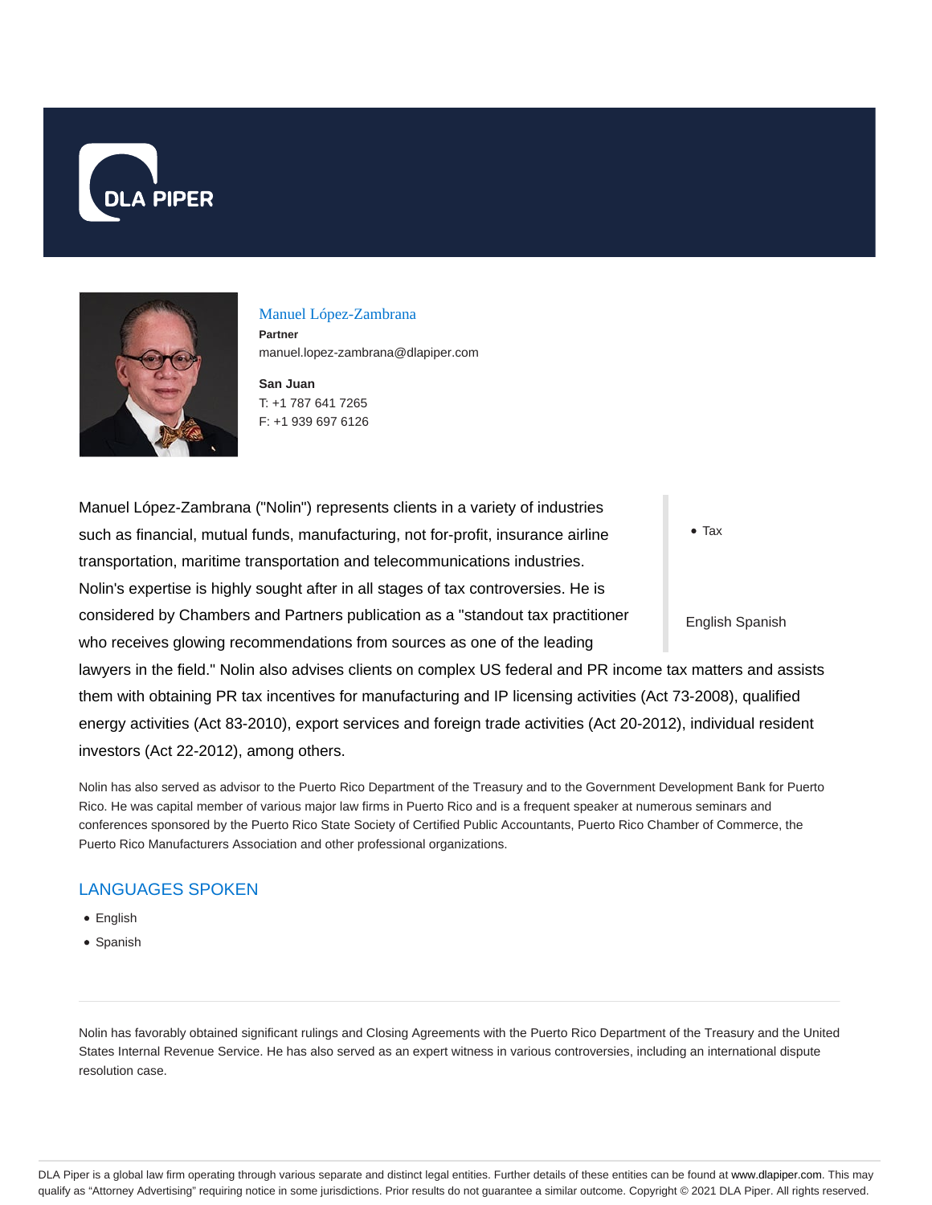Manuel López-Zambrana
**Partner**
manuel.lopez-zambrana@dlapiper.com

**San Juan**
T: +1 787 641 7265
F: +1 939 697 6126

- Tax

English Spanish

Manuel López-Zambrana ("Nolin") represents clients in a variety of industries such as financial, mutual funds, manufacturing, not for-profit, insurance airline transportation, maritime transportation and telecommunications industries. Nolin's expertise is highly sought after in all stages of tax controversies. He is considered by Chambers and Partners publication as a "standout tax practitioner who receives glowing recommendations from sources as one of the leading lawyers in the field." Nolin also advises clients on complex US federal and PR income tax matters and assists them with obtaining PR tax incentives for manufacturing and IP licensing activities (Act 73-2008), qualified energy activities (Act 83-2010), export services and foreign trade activities (Act 20-2012), individual resident investors (Act 22-2012), among others.

Nolin has also served as advisor to the Puerto Rico Department of the Treasury and to the Government Development Bank for Puerto Rico. He was capital member of various major law firms in Puerto Rico and is a frequent speaker at numerous seminars and conferences sponsored by the Puerto Rico State Society of Certified Public Accountants, Puerto Rico Chamber of Commerce, the Puerto Rico Manufacturers Association and other professional organizations.

## LANGUAGES SPOKEN

- English
- Spanish

Nolin has favorably obtained significant rulings and Closing Agreements with the Puerto Rico Department of the Treasury and the United States Internal Revenue Service. He has also served as an expert witness in various controversies, including an international dispute resolution case.

DLA Piper is a global law firm operating through various separate and distinct legal entities. Further details of these entities can be found at www.dlapiper.com. This may qualify as "Attorney Advertising" requiring notice in some jurisdictions. Prior results do not guarantee a similar outcome. Copyright © 2021 DLA Piper. All rights reserved.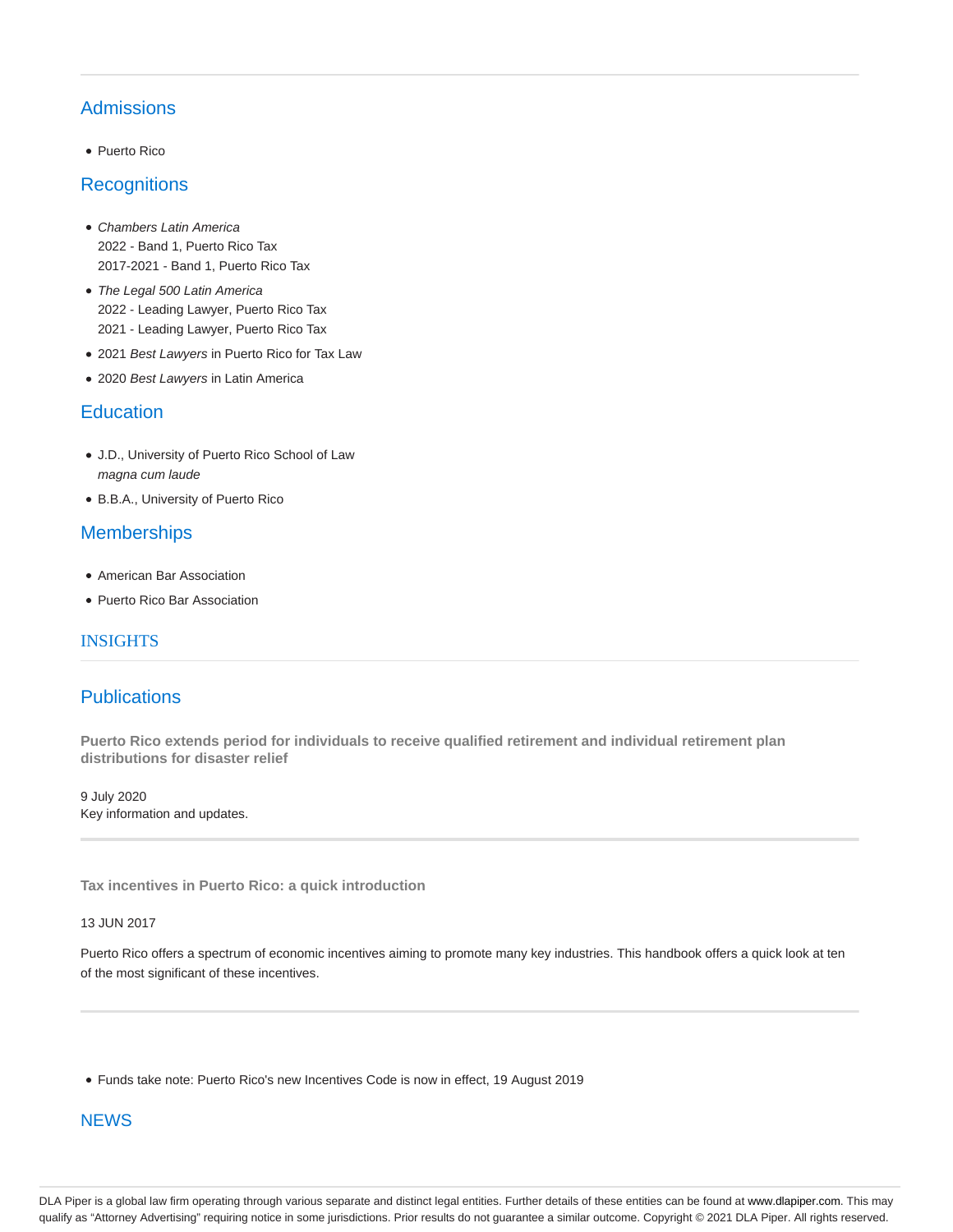## Admissions

- Puerto Rico

## Recognitions

- *Chambers Latin America*
  2022 - Band 1, Puerto Rico Tax
  2017-2021 - Band 1, Puerto Rico Tax
- *The Legal 500 Latin America*
  2022 - Leading Lawyer, Puerto Rico Tax
  2021 - Leading Lawyer, Puerto Rico Tax
- 2021 *Best Lawyers* in Puerto Rico for Tax Law
- 2020 *Best Lawyers* in Latin America

## Education

- J.D., University of Puerto Rico School of Law
  *magna cum laude*
- B.B.A., University of Puerto Rico

## Memberships

- American Bar Association
- Puerto Rico Bar Association

## INSIGHTS

## Publications

**Puerto Rico extends period for individuals to receive qualified retirement and individual retirement plan distributions for disaster relief**

9 July 2020
Key information and updates.

**Tax incentives in Puerto Rico: a quick introduction**

13 JUN 2017

Puerto Rico offers a spectrum of economic incentives aiming to promote many key industries. This handbook offers a quick look at ten of the most significant of these incentives.

- Funds take note: Puerto Rico's new Incentives Code is now in effect, 19 August 2019

## NEWS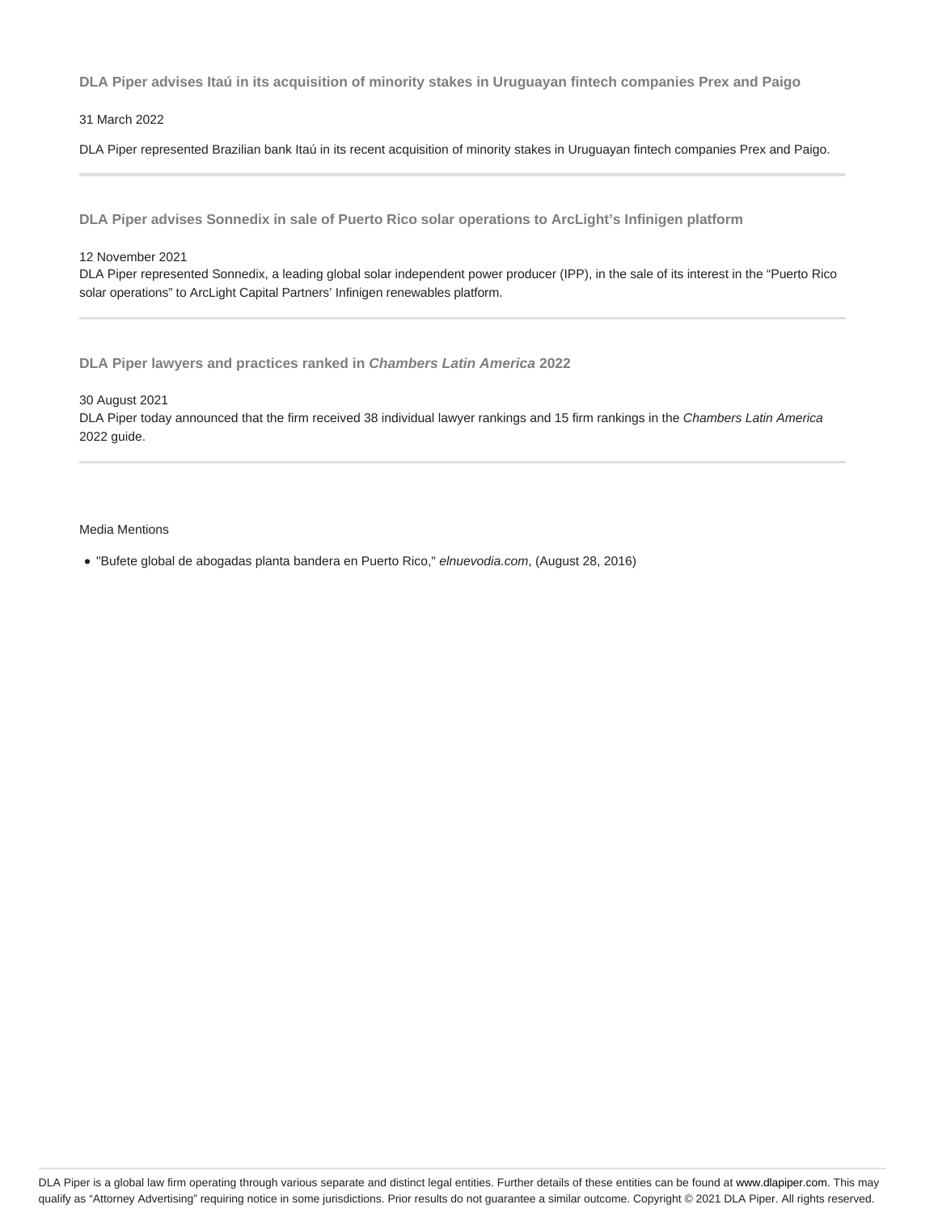**DLA Piper advises Itaú in its acquisition of minority stakes in Uruguayan fintech companies Prex and Paigo**

31 March 2022

DLA Piper represented Brazilian bank Itaú in its recent acquisition of minority stakes in Uruguayan fintech companies Prex and Paigo.

---

**DLA Piper advises Sonnedix in sale of Puerto Rico solar operations to ArcLight's Infinigen platform**

12 November 2021

DLA Piper represented Sonnedix, a leading global solar independent power producer (IPP), in the sale of its interest in the "Puerto Rico solar operations" to ArcLight Capital Partners' Infinigen renewables platform.

---

**DLA Piper lawyers and practices ranked in *Chambers Latin America* 2022**

30 August 2021

DLA Piper today announced that the firm received 38 individual lawyer rankings and 15 firm rankings in the *Chambers Latin America* 2022 guide.

---

Media Mentions

- "Bufete global de abogadas planta bandera en Puerto Rico," *elnuevodia.com*, (August 28, 2016)

DLA Piper is a global law firm operating through various separate and distinct legal entities. Further details of these entities can be found at www.dlapiper.com. This may qualify as "Attorney Advertising" requiring notice in some jurisdictions. Prior results do not guarantee a similar outcome. Copyright © 2021 DLA Piper. All rights reserved.